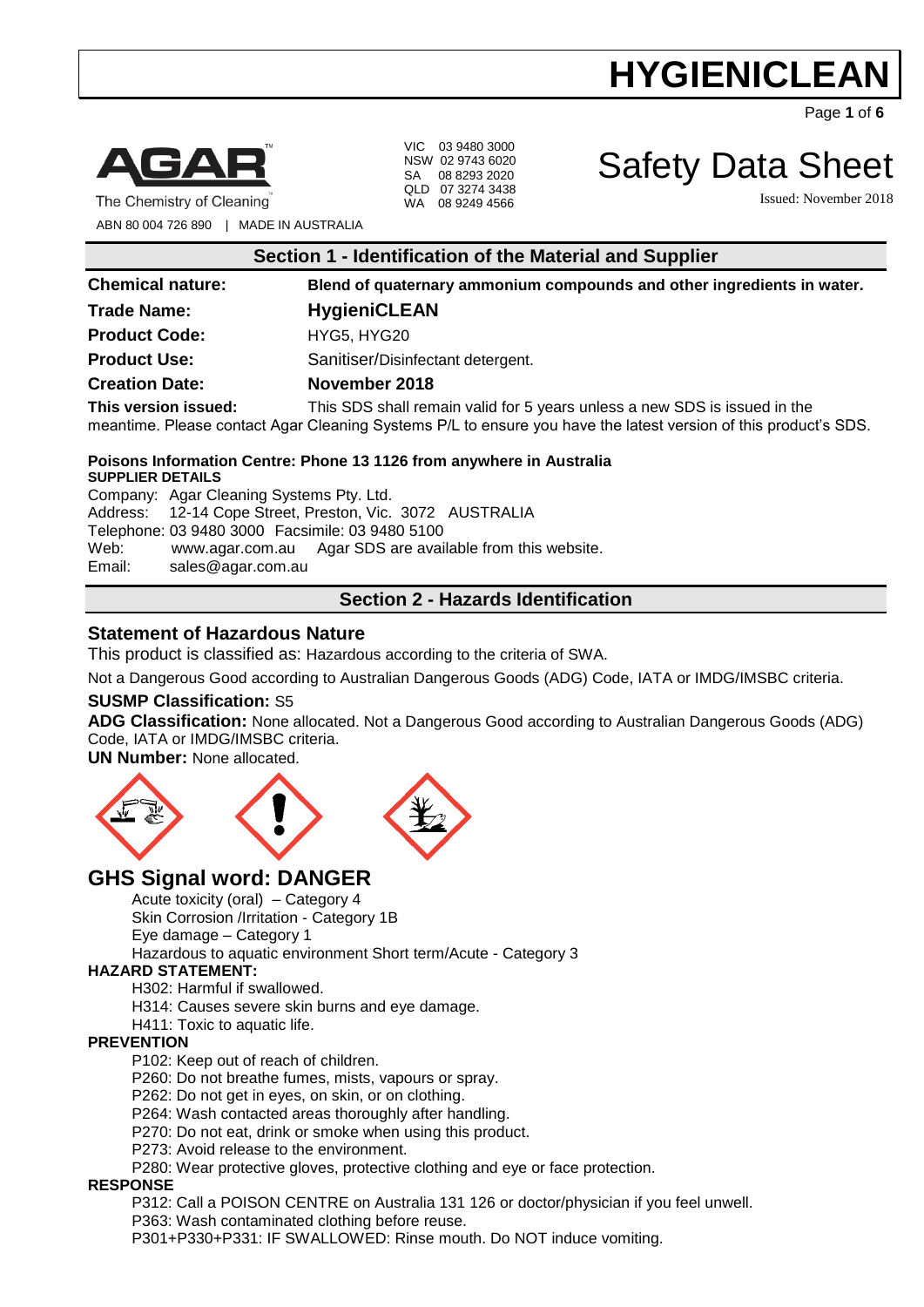# HYGIENICLEAN

AGAR™
The Chemistry of Cleaning™
ABN 80 004 726 890 | MADE IN AUSTRALIA

VIC 03 9480 3000
NSW 02 9743 6020
SA 08 8293 2020
QLD 07 3274 3438
WA 08 9249 4566

# Safety Data Sheet

Issued: November 2018

## Section 1 - Identification of the Material and Supplier

**Chemical nature:** **Blend of quaternary ammonium compounds and other ingredients in water.**

**Trade Name:** **HygieniCLEAN**

**Product Code:** HYG5, HYG20

**Product Use:** Sanitiser/Disinfectant detergent.

**Creation Date:** **November 2018**

**This version issued:** This SDS shall remain valid for 5 years unless a new SDS is issued in the meantime. Please contact Agar Cleaning Systems P/L to ensure you have the latest version of this product's SDS.

**Poisons Information Centre: Phone 13 1126 from anywhere in Australia**

**SUPPLIER DETAILS**

Company: Agar Cleaning Systems Pty. Ltd.
Address: 12-14 Cope Street, Preston, Vic. 3072 AUSTRALIA
Telephone: 03 9480 3000 Facsimile: 03 9480 5100
Web: www.agar.com.au Agar SDS are available from this website.
Email: sales@agar.com.au

## Section 2 - Hazards Identification

### Statement of Hazardous Nature

This product is classified as: Hazardous according to the criteria of SWA.

Not a Dangerous Good according to Australian Dangerous Goods (ADG) Code, IATA or IMDG/IMSBC criteria.

**SUSMP Classification:** S5

**ADG Classification:** None allocated. Not a Dangerous Good according to Australian Dangerous Goods (ADG) Code, IATA or IMDG/IMSBC criteria.

**UN Number:** None allocated.

## GHS Signal word: DANGER

Acute toxicity (oral) – Category 4
Skin Corrosion /Irritation - Category 1B
Eye damage – Category 1
Hazardous to aquatic environment Short term/Acute - Category 3

**HAZARD STATEMENT:**

H302: Harmful if swallowed.
H314: Causes severe skin burns and eye damage.
H411: Toxic to aquatic life.

**PREVENTION**

P102: Keep out of reach of children.
P260: Do not breathe fumes, mists, vapours or spray.
P262: Do not get in eyes, on skin, or on clothing.
P264: Wash contacted areas thoroughly after handling.
P270: Do not eat, drink or smoke when using this product.
P273: Avoid release to the environment.
P280: Wear protective gloves, protective clothing and eye or face protection.

**RESPONSE**

P312: Call a POISON CENTRE on Australia 131 126 or doctor/physician if you feel unwell.
P363: Wash contaminated clothing before reuse.
P301+P330+P331: IF SWALLOWED: Rinse mouth. Do NOT induce vomiting.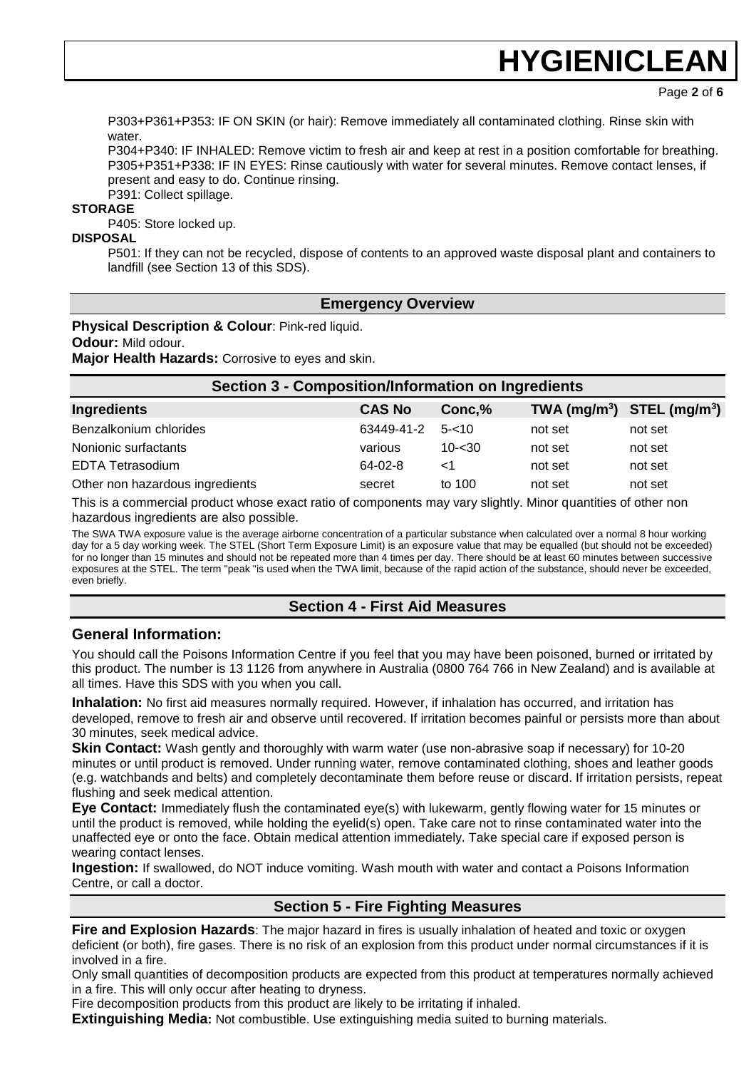P303+P361+P353: IF ON SKIN (or hair): Remove immediately all contaminated clothing. Rinse skin with water.
P304+P340: IF INHALED: Remove victim to fresh air and keep at rest in a position comfortable for breathing.
P305+P351+P338: IF IN EYES: Rinse cautiously with water for several minutes. Remove contact lenses, if present and easy to do. Continue rinsing.
P391: Collect spillage.

**STORAGE**

P405: Store locked up.

**DISPOSAL**

P501: If they can not be recycled, dispose of contents to an approved waste disposal plant and containers to landfill (see Section 13 of this SDS).

## Emergency Overview

**Physical Description & Colour**: Pink-red liquid.
**Odour:** Mild odour.
**Major Health Hazards:** Corrosive to eyes and skin.

## Section 3 - Composition/Information on Ingredients

| Ingredients | CAS No | Conc,% | TWA ($mg/m^3$) | STEL ($mg/m^3$) |
|---|---|---|---|---|
| Benzalkonium chlorides | 63449-41-2 | 5-<10 | not set | not set |
| Nonionic surfactants | various | 10-<30 | not set | not set |
| EDTA Tetrasodium | 64-02-8 | <1 | not set | not set |
| Other non hazardous ingredients | secret | to 100 | not set | not set |

This is a commercial product whose exact ratio of components may vary slightly. Minor quantities of other non hazardous ingredients are also possible.

The SWA TWA exposure value is the average airborne concentration of a particular substance when calculated over a normal 8 hour working day for a 5 day working week. The STEL (Short Term Exposure Limit) is an exposure value that may be equalled (but should not be exceeded) for no longer than 15 minutes and should not be repeated more than 4 times per day. There should be at least 60 minutes between successive exposures at the STEL. The term "peak "is used when the TWA limit, because of the rapid action of the substance, should never be exceeded, even briefly.

## Section 4 - First Aid Measures

### General Information:

You should call the Poisons Information Centre if you feel that you may have been poisoned, burned or irritated by this product. The number is 13 1126 from anywhere in Australia (0800 764 766 in New Zealand) and is available at all times. Have this SDS with you when you call.

**Inhalation:** No first aid measures normally required. However, if inhalation has occurred, and irritation has developed, remove to fresh air and observe until recovered. If irritation becomes painful or persists more than about 30 minutes, seek medical advice.

**Skin Contact:** Wash gently and thoroughly with warm water (use non-abrasive soap if necessary) for 10-20 minutes or until product is removed. Under running water, remove contaminated clothing, shoes and leather goods (e.g. watchbands and belts) and completely decontaminate them before reuse or discard. If irritation persists, repeat flushing and seek medical attention.

**Eye Contact:** Immediately flush the contaminated eye(s) with lukewarm, gently flowing water for 15 minutes or until the product is removed, while holding the eyelid(s) open. Take care not to rinse contaminated water into the unaffected eye or onto the face. Obtain medical attention immediately. Take special care if exposed person is wearing contact lenses.

**Ingestion:** If swallowed, do NOT induce vomiting. Wash mouth with water and contact a Poisons Information Centre, or call a doctor.

## Section 5 - Fire Fighting Measures

**Fire and Explosion Hazards**: The major hazard in fires is usually inhalation of heated and toxic or oxygen deficient (or both), fire gases. There is no risk of an explosion from this product under normal circumstances if it is involved in a fire.
Only small quantities of decomposition products are expected from this product at temperatures normally achieved in a fire. This will only occur after heating to dryness.
Fire decomposition products from this product are likely to be irritating if inhaled.

**Extinguishing Media:** Not combustible. Use extinguishing media suited to burning materials.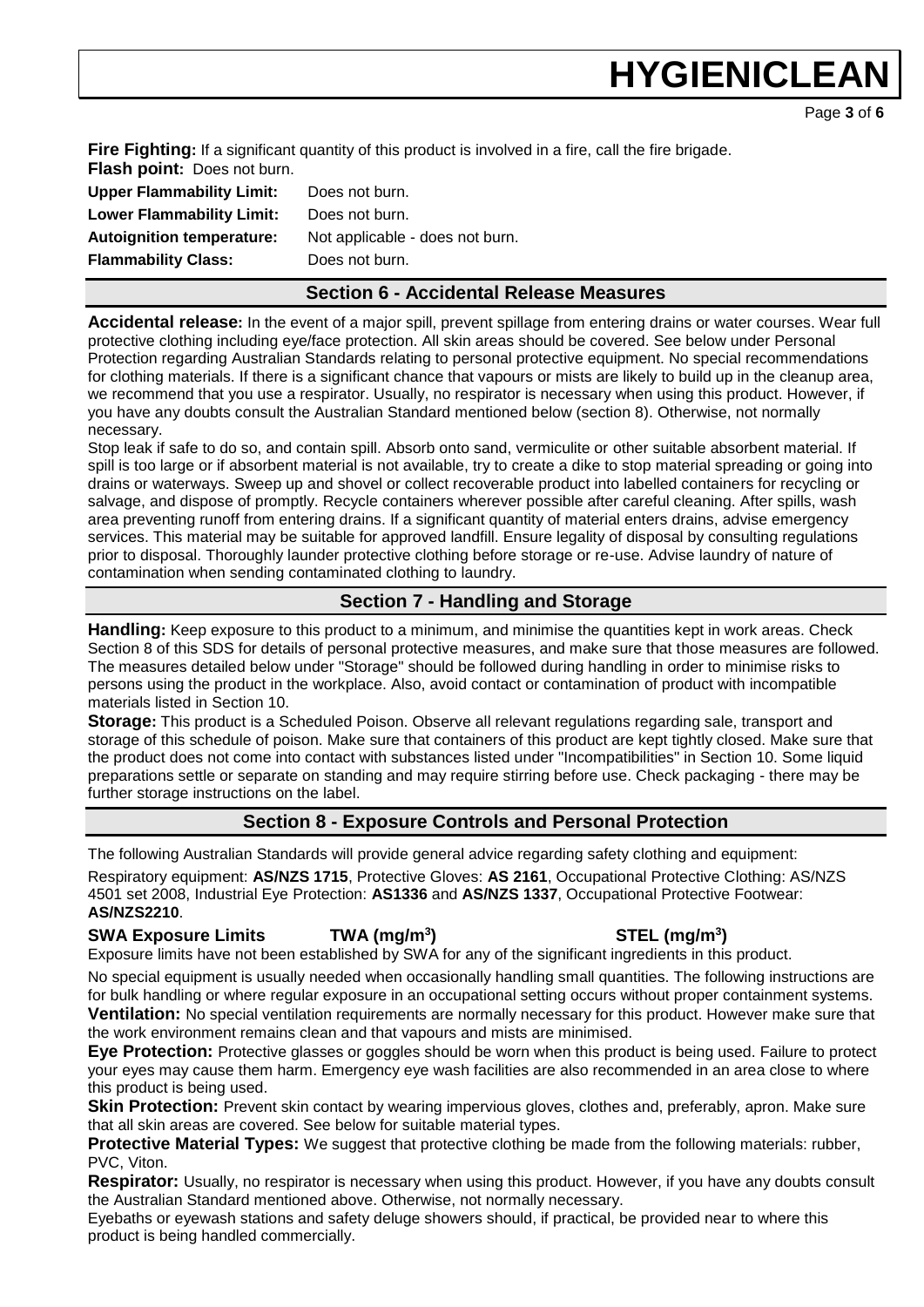**Fire Fighting:** If a significant quantity of this product is involved in a fire, call the fire brigade.

**Flash point:** Does not burn.

| | |
|---|---|
| **Upper Flammability Limit:** | Does not burn. |
| **Lower Flammability Limit:** | Does not burn. |
| **Autoignition temperature:** | Not applicable - does not burn. |
| **Flammability Class:** | Does not burn. |

## Section 6 - Accidental Release Measures

**Accidental release:** In the event of a major spill, prevent spillage from entering drains or water courses. Wear full protective clothing including eye/face protection. All skin areas should be covered. See below under Personal Protection regarding Australian Standards relating to personal protective equipment. No special recommendations for clothing materials. If there is a significant chance that vapours or mists are likely to build up in the cleanup area, we recommend that you use a respirator. Usually, no respirator is necessary when using this product. However, if you have any doubts consult the Australian Standard mentioned below (section 8). Otherwise, not normally necessary.

Stop leak if safe to do so, and contain spill. Absorb onto sand, vermiculite or other suitable absorbent material. If spill is too large or if absorbent material is not available, try to create a dike to stop material spreading or going into drains or waterways. Sweep up and shovel or collect recoverable product into labelled containers for recycling or salvage, and dispose of promptly. Recycle containers wherever possible after careful cleaning. After spills, wash area preventing runoff from entering drains. If a significant quantity of material enters drains, advise emergency services. This material may be suitable for approved landfill. Ensure legality of disposal by consulting regulations prior to disposal. Thoroughly launder protective clothing before storage or re-use. Advise laundry of nature of contamination when sending contaminated clothing to laundry.

## Section 7 - Handling and Storage

**Handling:** Keep exposure to this product to a minimum, and minimise the quantities kept in work areas. Check Section 8 of this SDS for details of personal protective measures, and make sure that those measures are followed. The measures detailed below under "Storage" should be followed during handling in order to minimise risks to persons using the product in the workplace. Also, avoid contact or contamination of product with incompatible materials listed in Section 10.

**Storage:** This product is a Scheduled Poison. Observe all relevant regulations regarding sale, transport and storage of this schedule of poison. Make sure that containers of this product are kept tightly closed. Make sure that the product does not come into contact with substances listed under "Incompatibilities" in Section 10. Some liquid preparations settle or separate on standing and may require stirring before use. Check packaging - there may be further storage instructions on the label.

## Section 8 - Exposure Controls and Personal Protection

The following Australian Standards will provide general advice regarding safety clothing and equipment:

Respiratory equipment: **AS/NZS 1715**, Protective Gloves: **AS 2161**, Occupational Protective Clothing: AS/NZS 4501 set 2008, Industrial Eye Protection: **AS1336** and **AS/NZS 1337**, Occupational Protective Footwear: **AS/NZS2210**.

| **SWA Exposure Limits** | **TWA (mg/m$^3$)** | **STEL (mg/m$^3$)** |
|---|---|---|

Exposure limits have not been established by SWA for any of the significant ingredients in this product.

No special equipment is usually needed when occasionally handling small quantities. The following instructions are for bulk handling or where regular exposure in an occupational setting occurs without proper containment systems.

**Ventilation:** No special ventilation requirements are normally necessary for this product. However make sure that the work environment remains clean and that vapours and mists are minimised.

**Eye Protection:** Protective glasses or goggles should be worn when this product is being used. Failure to protect your eyes may cause them harm. Emergency eye wash facilities are also recommended in an area close to where this product is being used.

**Skin Protection:** Prevent skin contact by wearing impervious gloves, clothes and, preferably, apron. Make sure that all skin areas are covered. See below for suitable material types.

**Protective Material Types:** We suggest that protective clothing be made from the following materials: rubber, PVC, Viton.

**Respirator:** Usually, no respirator is necessary when using this product. However, if you have any doubts consult the Australian Standard mentioned above. Otherwise, not normally necessary.

Eyebaths or eyewash stations and safety deluge showers should, if practical, be provided near to where this product is being handled commercially.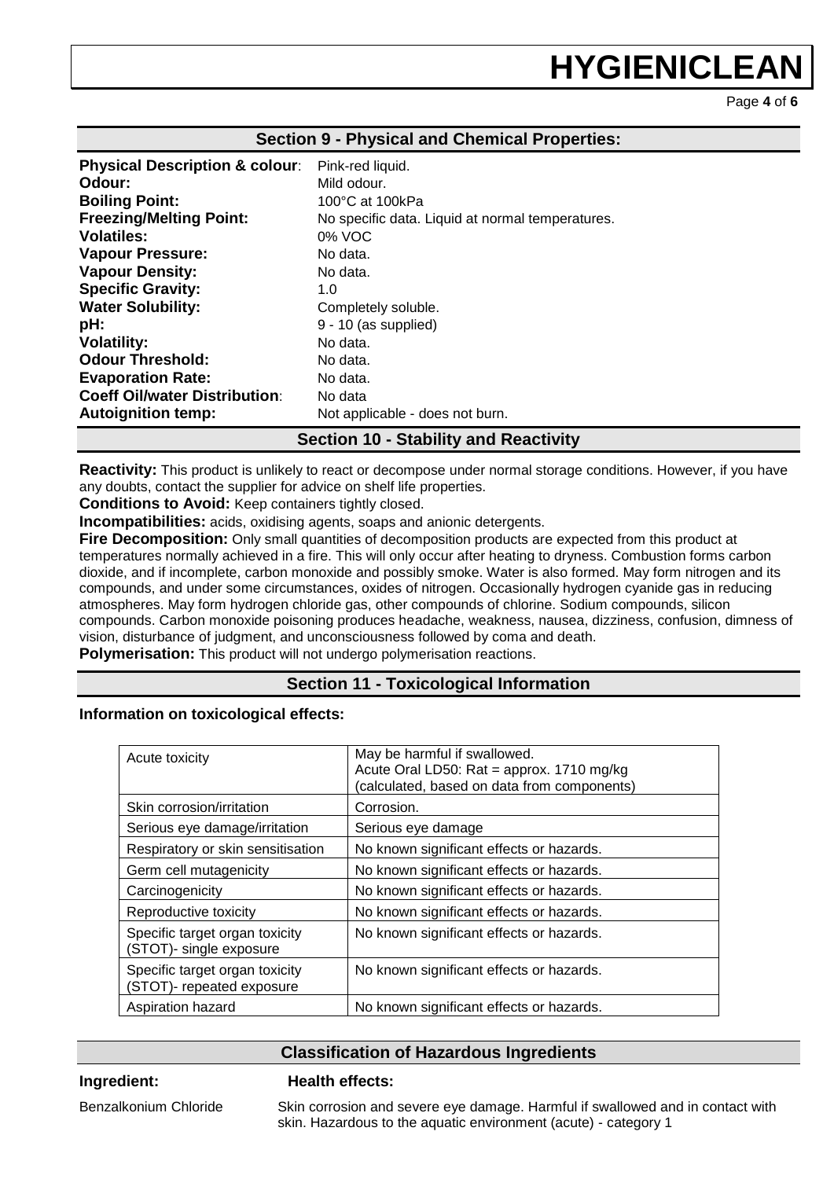## Section 9 - Physical and Chemical Properties:

**Physical Description & colour**: Pink-red liquid.
**Odour:** Mild odour.
**Boiling Point:** 100°C at 100kPa
**Freezing/Melting Point:** No specific data. Liquid at normal temperatures.
**Volatiles:** 0% VOC
**Vapour Pressure:** No data.
**Vapour Density:** No data.
**Specific Gravity:** 1.0
**Water Solubility:** Completely soluble.
**pH:** 9 - 10 (as supplied)
**Volatility:** No data.
**Odour Threshold:** No data.
**Evaporation Rate:** No data.
**Coeff Oil/water Distribution**: No data
**Autoignition temp:** Not applicable - does not burn.

## Section 10 - Stability and Reactivity

**Reactivity:** This product is unlikely to react or decompose under normal storage conditions. However, if you have any doubts, contact the supplier for advice on shelf life properties.

**Conditions to Avoid:** Keep containers tightly closed.

**Incompatibilities:** acids, oxidising agents, soaps and anionic detergents.

**Fire Decomposition:** Only small quantities of decomposition products are expected from this product at temperatures normally achieved in a fire. This will only occur after heating to dryness. Combustion forms carbon dioxide, and if incomplete, carbon monoxide and possibly smoke. Water is also formed. May form nitrogen and its compounds, and under some circumstances, oxides of nitrogen. Occasionally hydrogen cyanide gas in reducing atmospheres. May form hydrogen chloride gas, other compounds of chlorine. Sodium compounds, silicon compounds. Carbon monoxide poisoning produces headache, weakness, nausea, dizziness, confusion, dimness of vision, disturbance of judgment, and unconsciousness followed by coma and death.

**Polymerisation:** This product will not undergo polymerisation reactions.

## Section 11 - Toxicological Information

**Information on toxicological effects:**

| | |
|---|---|
| Acute toxicity | May be harmful if swallowed.<br>Acute Oral LD50: Rat = approx. 1710 mg/kg<br>(calculated, based on data from components) |
| Skin corrosion/irritation | Corrosion. |
| Serious eye damage/irritation | Serious eye damage |
| Respiratory or skin sensitisation | No known significant effects or hazards. |
| Germ cell mutagenicity | No known significant effects or hazards. |
| Carcinogenicity | No known significant effects or hazards. |
| Reproductive toxicity | No known significant effects or hazards. |
| Specific target organ toxicity (STOT)- single exposure | No known significant effects or hazards. |
| Specific target organ toxicity (STOT)- repeated exposure | No known significant effects or hazards. |
| Aspiration hazard | No known significant effects or hazards. |

## Classification of Hazardous Ingredients

| Ingredient: | Health effects: |
|---|---|
| Benzalkonium Chloride | Skin corrosion and severe eye damage. Harmful if swallowed and in contact with skin. Hazardous to the aquatic environment (acute) - category 1 |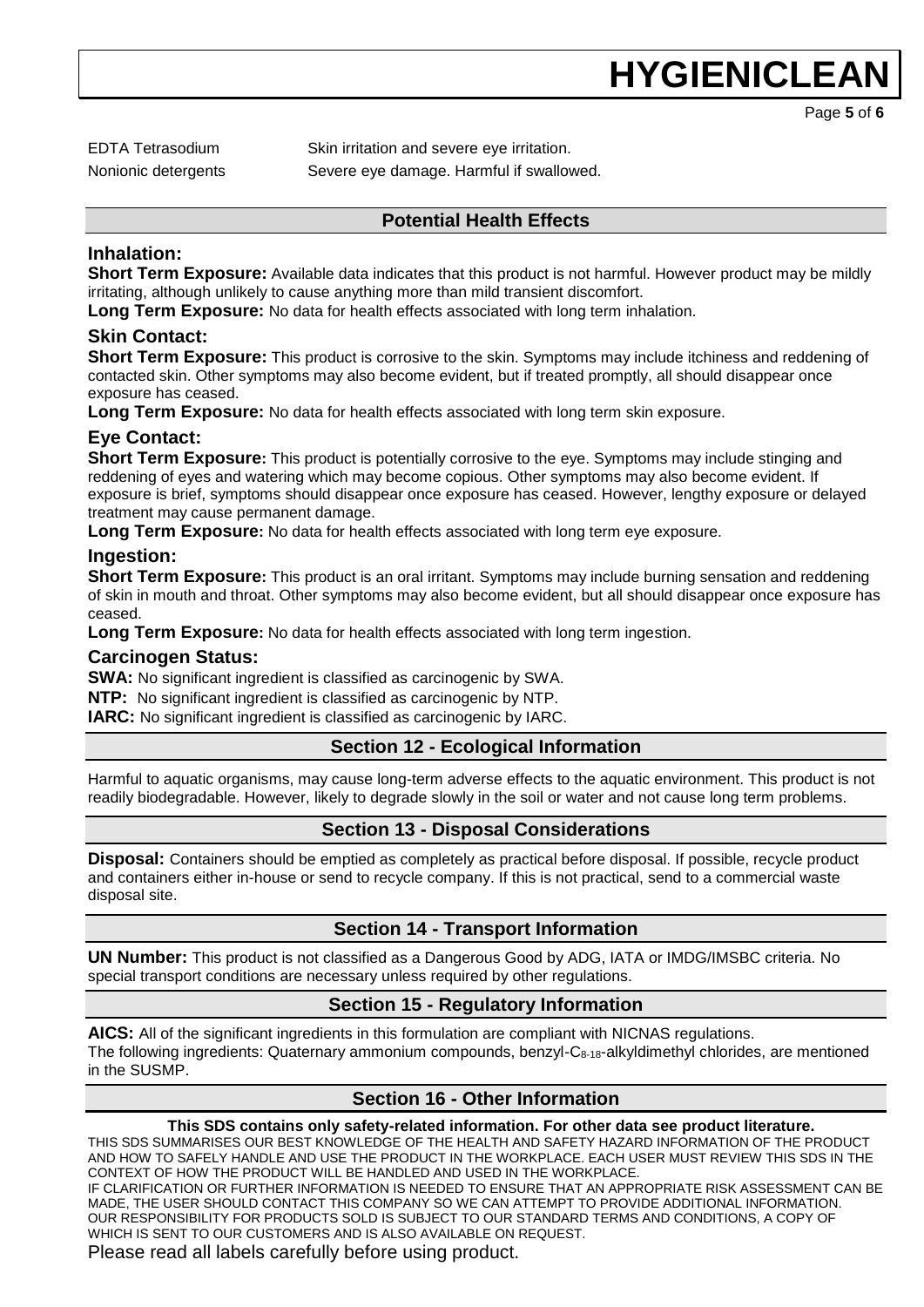| EDTA Tetrasodium | Skin irritation and severe eye irritation. |
| --- | --- |
| Nonionic detergents | Severe eye damage. Harmful if swallowed. |

## Potential Health Effects

### Inhalation:

**Short Term Exposure:** Available data indicates that this product is not harmful. However product may be mildly irritating, although unlikely to cause anything more than mild transient discomfort.

**Long Term Exposure:** No data for health effects associated with long term inhalation.

### Skin Contact:

**Short Term Exposure:** This product is corrosive to the skin. Symptoms may include itchiness and reddening of contacted skin. Other symptoms may also become evident, but if treated promptly, all should disappear once exposure has ceased.

**Long Term Exposure:** No data for health effects associated with long term skin exposure.

### Eye Contact:

**Short Term Exposure:** This product is potentially corrosive to the eye. Symptoms may include stinging and reddening of eyes and watering which may become copious. Other symptoms may also become evident. If exposure is brief, symptoms should disappear once exposure has ceased. However, lengthy exposure or delayed treatment may cause permanent damage.

**Long Term Exposure:** No data for health effects associated with long term eye exposure.

### Ingestion:

**Short Term Exposure:** This product is an oral irritant. Symptoms may include burning sensation and reddening of skin in mouth and throat. Other symptoms may also become evident, but all should disappear once exposure has ceased.

**Long Term Exposure:** No data for health effects associated with long term ingestion.

### Carcinogen Status:

**SWA:** No significant ingredient is classified as carcinogenic by SWA.

**NTP:** No significant ingredient is classified as carcinogenic by NTP.

**IARC:** No significant ingredient is classified as carcinogenic by IARC.

## Section 12 - Ecological Information

Harmful to aquatic organisms, may cause long-term adverse effects to the aquatic environment. This product is not readily biodegradable. However, likely to degrade slowly in the soil or water and not cause long term problems.

## Section 13 - Disposal Considerations

**Disposal:** Containers should be emptied as completely as practical before disposal. If possible, recycle product and containers either in-house or send to recycle company. If this is not practical, send to a commercial waste disposal site.

## Section 14 - Transport Information

**UN Number:** This product is not classified as a Dangerous Good by ADG, IATA or IMDG/IMSBC criteria. No special transport conditions are necessary unless required by other regulations.

## Section 15 - Regulatory Information

**AICS:** All of the significant ingredients in this formulation are compliant with NICNAS regulations.
The following ingredients: Quaternary ammonium compounds, benzyl-$C_{8-18}$-alkyldimethyl chlorides, are mentioned in the SUSMP.

## Section 16 - Other Information

**This SDS contains only safety-related information. For other data see product literature.**

THIS SDS SUMMARISES OUR BEST KNOWLEDGE OF THE HEALTH AND SAFETY HAZARD INFORMATION OF THE PRODUCT AND HOW TO SAFELY HANDLE AND USE THE PRODUCT IN THE WORKPLACE. EACH USER MUST REVIEW THIS SDS IN THE CONTEXT OF HOW THE PRODUCT WILL BE HANDLED AND USED IN THE WORKPLACE.
IF CLARIFICATION OR FURTHER INFORMATION IS NEEDED TO ENSURE THAT AN APPROPRIATE RISK ASSESSMENT CAN BE MADE, THE USER SHOULD CONTACT THIS COMPANY SO WE CAN ATTEMPT TO PROVIDE ADDITIONAL INFORMATION. OUR RESPONSIBILITY FOR PRODUCTS SOLD IS SUBJECT TO OUR STANDARD TERMS AND CONDITIONS, A COPY OF WHICH IS SENT TO OUR CUSTOMERS AND IS ALSO AVAILABLE ON REQUEST.

Please read all labels carefully before using product.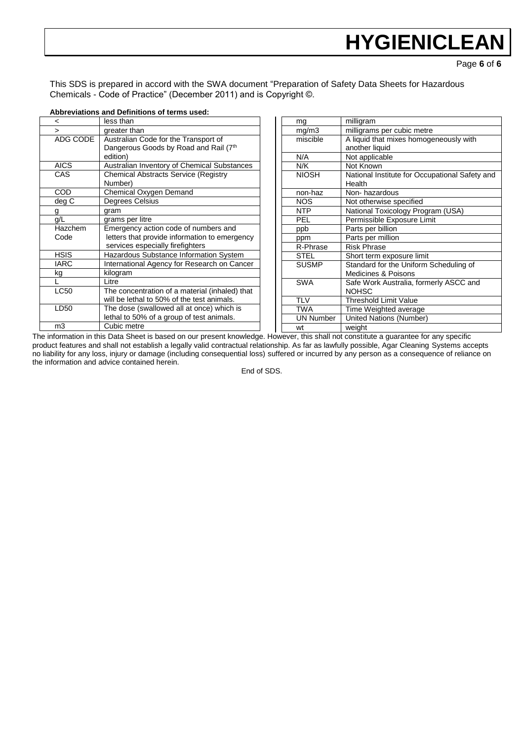This SDS is prepared in accord with the SWA document "Preparation of Safety Data Sheets for Hazardous Chemicals - Code of Practice" (December 2011) and is Copyright ©.

**Abbreviations and Definitions of terms used:**

| | |
|---|---|
| < | less than |
| > | greater than |
| ADG CODE | Australian Code for the Transport of Dangerous Goods by Road and Rail (7th edition) |
| AICS | Australian Inventory of Chemical Substances |
| CAS | Chemical Abstracts Service (Registry Number) |
| COD | Chemical Oxygen Demand |
| deg C | Degrees Celsius |
| g | gram |
| g/L | grams per litre |
| Hazchem Code | Emergency action code of numbers and letters that provide information to emergency services especially firefighters |
| HSIS | Hazardous Substance Information System |
| IARC | International Agency for Research on Cancer |
| kg | kilogram |
| L | Litre |
| LC50 | The concentration of a material (inhaled) that will be lethal to 50% of the test animals. |
| LD50 | The dose (swallowed all at once) which is lethal to 50% of a group of test animals. |
| m3 | Cubic metre |

| | |
|---|---|
| mg | milligram |
| mg/m3 | milligrams per cubic metre |
| miscible | A liquid that mixes homogeneously with another liquid |
| N/A | Not applicable |
| N/K | Not Known |
| NIOSH | National Institute for Occupational Safety and Health |
| non-haz | Non- hazardous |
| NOS | Not otherwise specified |
| NTP | National Toxicology Program (USA) |
| PEL | Permissible Exposure Limit |
| ppb | Parts per billion |
| ppm | Parts per million |
| R-Phrase | Risk Phrase |
| STEL | Short term exposure limit |
| SUSMP | Standard for the Uniform Scheduling of Medicines & Poisons |
| SWA | Safe Work Australia, formerly ASCC and NOHSC |
| TLV | Threshold Limit Value |
| TWA | Time Weighted average |
| UN Number | United Nations (Number) |
| wt | weight |

The information in this Data Sheet is based on our present knowledge. However, this shall not constitute a guarantee for any specific product features and shall not establish a legally valid contractual relationship. As far as lawfully possible, Agar Cleaning Systems accepts no liability for any loss, injury or damage (including consequential loss) suffered or incurred by any person as a consequence of reliance on the information and advice contained herein.

End of SDS.